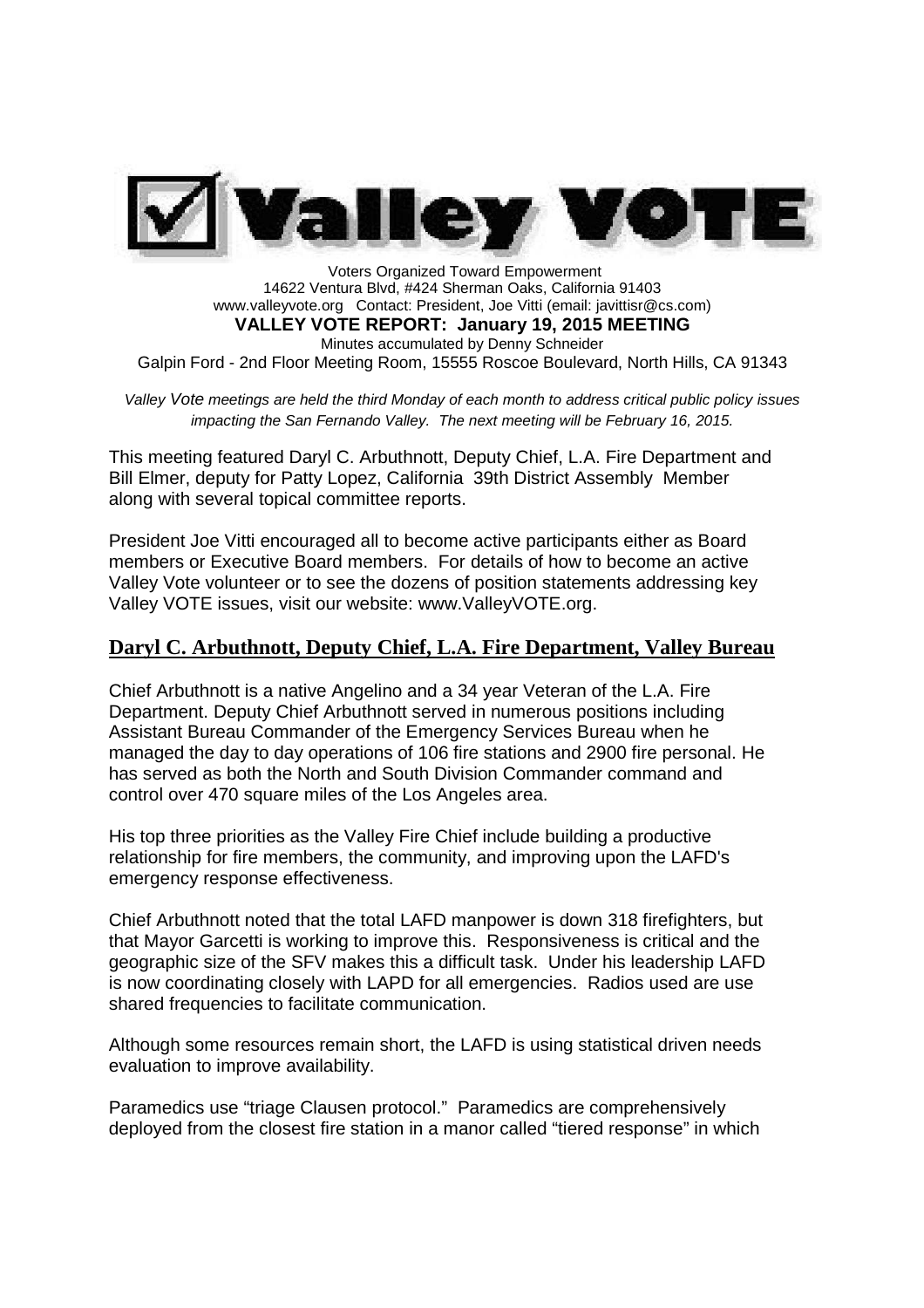# Valley VOTE

Voters Organized Toward Empowerment
14622 Ventura Blvd, #424 Sherman Oaks, California 91403
www.valleyvote.org Contact: President, Joe Vitti (email: javittisr@cs.com)

**VALLEY VOTE REPORT: January 19, 2015 MEETING**

Minutes accumulated by Denny Schneider

Galpin Ford - 2nd Floor Meeting Room, 15555 Roscoe Boulevard, North Hills, CA 91343

*Valley Vote meetings are held the third Monday of each month to address critical public policy issues impacting the San Fernando Valley. The next meeting will be February 16, 2015.*

This meeting featured Daryl C. Arbuthnott, Deputy Chief, L.A. Fire Department and Bill Elmer, deputy for Patty Lopez, California 39th District Assembly Member along with several topical committee reports.

President Joe Vitti encouraged all to become active participants either as Board members or Executive Board members. For details of how to become an active Valley Vote volunteer or to see the dozens of position statements addressing key Valley VOTE issues, visit our website: www.ValleyVOTE.org.

## Daryl C. Arbuthnott, Deputy Chief, L.A. Fire Department, Valley Bureau

Chief Arbuthnott is a native Angelino and a 34 year Veteran of the L.A. Fire Department. Deputy Chief Arbuthnott served in numerous positions including Assistant Bureau Commander of the Emergency Services Bureau when he managed the day to day operations of 106 fire stations and 2900 fire personal. He has served as both the North and South Division Commander command and control over 470 square miles of the Los Angeles area.

His top three priorities as the Valley Fire Chief include building a productive relationship for fire members, the community, and improving upon the LAFD's emergency response effectiveness.

Chief Arbuthnott noted that the total LAFD manpower is down 318 firefighters, but that Mayor Garcetti is working to improve this. Responsiveness is critical and the geographic size of the SFV makes this a difficult task. Under his leadership LAFD is now coordinating closely with LAPD for all emergencies. Radios used are use shared frequencies to facilitate communication.

Although some resources remain short, the LAFD is using statistical driven needs evaluation to improve availability.

Paramedics use "triage Clausen protocol." Paramedics are comprehensively deployed from the closest fire station in a manor called "tiered response" in which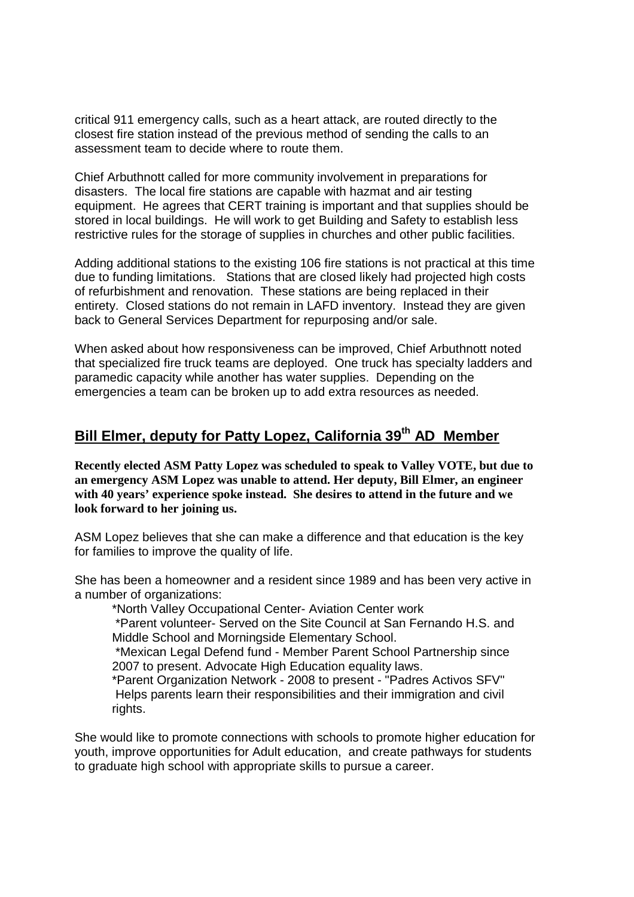critical 911 emergency calls, such as a heart attack, are routed directly to the closest fire station instead of the previous method of sending the calls to an assessment team to decide where to route them.

Chief Arbuthnott called for more community involvement in preparations for disasters. The local fire stations are capable with hazmat and air testing equipment. He agrees that CERT training is important and that supplies should be stored in local buildings. He will work to get Building and Safety to establish less restrictive rules for the storage of supplies in churches and other public facilities.

Adding additional stations to the existing 106 fire stations is not practical at this time due to funding limitations. Stations that are closed likely had projected high costs of refurbishment and renovation. These stations are being replaced in their entirety. Closed stations do not remain in LAFD inventory. Instead they are given back to General Services Department for repurposing and/or sale.

When asked about how responsiveness can be improved, Chief Arbuthnott noted that specialized fire truck teams are deployed. One truck has specialty ladders and paramedic capacity while another has water supplies. Depending on the emergencies a team can be broken up to add extra resources as needed.

## Bill Elmer, deputy for Patty Lopez, California 39th AD Member

**Recently elected ASM Patty Lopez was scheduled to speak to Valley VOTE, but due to an emergency ASM Lopez was unable to attend. Her deputy, Bill Elmer, an engineer with 40 years' experience spoke instead. She desires to attend in the future and we look forward to her joining us.**

ASM Lopez believes that she can make a difference and that education is the key for families to improve the quality of life.

She has been a homeowner and a resident since 1989 and has been very active in a number of organizations:

*North Valley Occupational Center- Aviation Center work
*Parent volunteer- Served on the Site Council at San Fernando H.S. and Middle School and Morningside Elementary School.
*Mexican Legal Defend fund - Member Parent School Partnership since 2007 to present. Advocate High Education equality laws.
*Parent Organization Network - 2008 to present - "Padres Activos SFV" Helps parents learn their responsibilities and their immigration and civil rights.

She would like to promote connections with schools to promote higher education for youth, improve opportunities for Adult education, and create pathways for students to graduate high school with appropriate skills to pursue a career.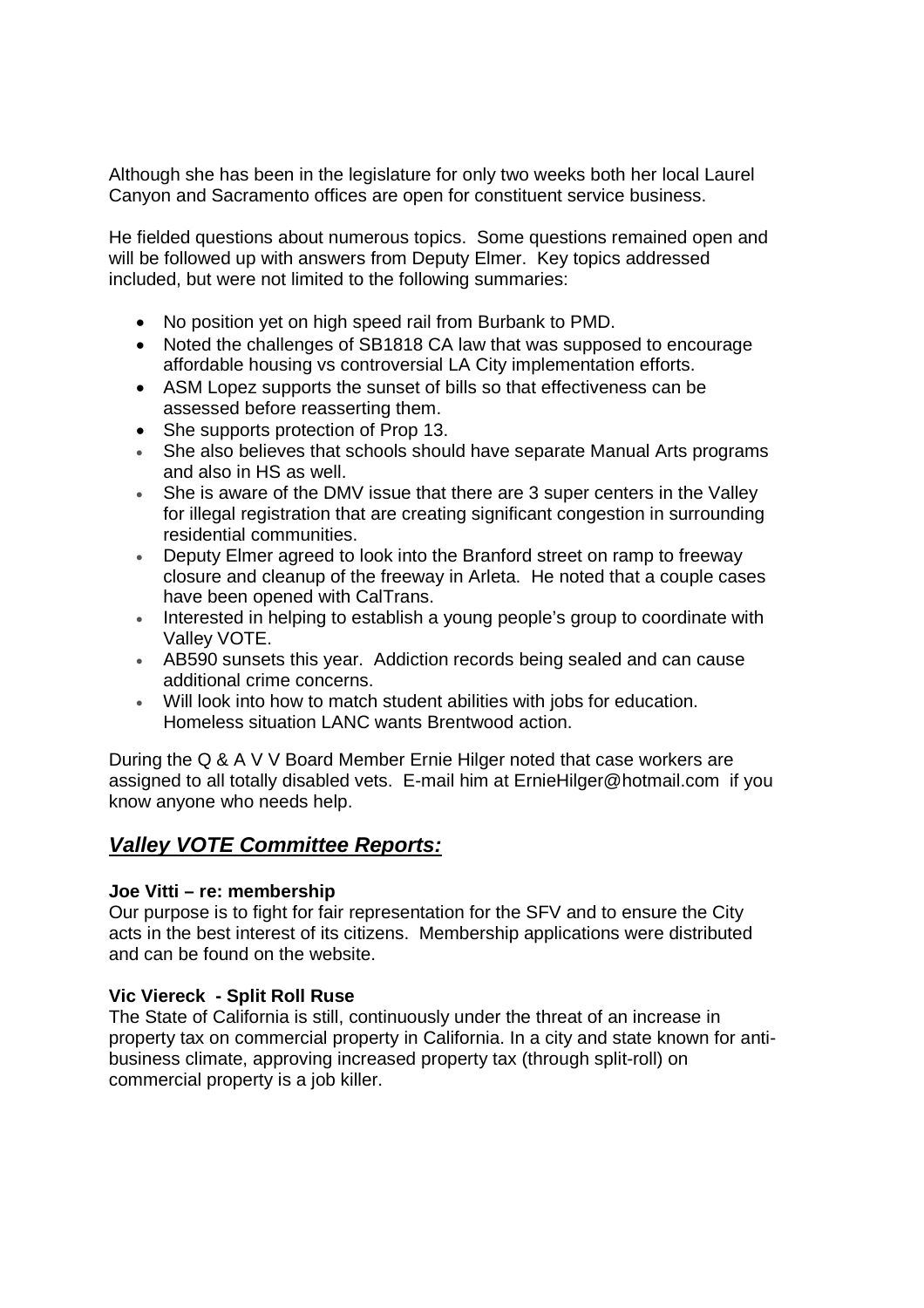Although she has been in the legislature for only two weeks both her local Laurel Canyon and Sacramento offices are open for constituent service business.

He fielded questions about numerous topics. Some questions remained open and will be followed up with answers from Deputy Elmer. Key topics addressed included, but were not limited to the following summaries:

- No position yet on high speed rail from Burbank to PMD.
- Noted the challenges of SB1818 CA law that was supposed to encourage affordable housing vs controversial LA City implementation efforts.
- ASM Lopez supports the sunset of bills so that effectiveness can be assessed before reasserting them.
- She supports protection of Prop 13.
- She also believes that schools should have separate Manual Arts programs and also in HS as well.
- She is aware of the DMV issue that there are 3 super centers in the Valley for illegal registration that are creating significant congestion in surrounding residential communities.
- Deputy Elmer agreed to look into the Branford street on ramp to freeway closure and cleanup of the freeway in Arleta. He noted that a couple cases have been opened with CalTrans.
- Interested in helping to establish a young people's group to coordinate with Valley VOTE.
- AB590 sunsets this year. Addiction records being sealed and can cause additional crime concerns.
- Will look into how to match student abilities with jobs for education. Homeless situation LANC wants Brentwood action.

During the Q & A V V Board Member Ernie Hilger noted that case workers are assigned to all totally disabled vets. E-mail him at ErnieHilger@hotmail.com if you know anyone who needs help.

## ***Valley VOTE Committee Reports:***

**Joe Vitti – re: membership**
Our purpose is to fight for fair representation for the SFV and to ensure the City acts in the best interest of its citizens. Membership applications were distributed and can be found on the website.

**Vic Viereck - Split Roll Ruse**
The State of California is still, continuously under the threat of an increase in property tax on commercial property in California. In a city and state known for anti-business climate, approving increased property tax (through split-roll) on commercial property is a job killer.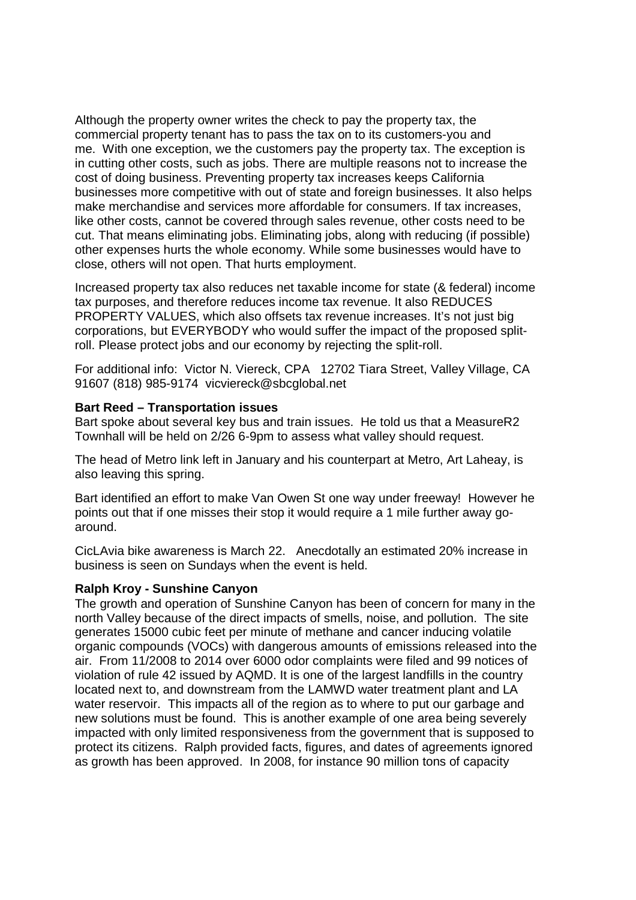Although the property owner writes the check to pay the property tax, the commercial property tenant has to pass the tax on to its customers-you and me. With one exception, we the customers pay the property tax. The exception is in cutting other costs, such as jobs. There are multiple reasons not to increase the cost of doing business. Preventing property tax increases keeps California businesses more competitive with out of state and foreign businesses. It also helps make merchandise and services more affordable for consumers. If tax increases, like other costs, cannot be covered through sales revenue, other costs need to be cut. That means eliminating jobs. Eliminating jobs, along with reducing (if possible) other expenses hurts the whole economy. While some businesses would have to close, others will not open. That hurts employment.

Increased property tax also reduces net taxable income for state (& federal) income tax purposes, and therefore reduces income tax revenue. It also REDUCES PROPERTY VALUES, which also offsets tax revenue increases. It's not just big corporations, but EVERYBODY who would suffer the impact of the proposed split-roll. Please protect jobs and our economy by rejecting the split-roll.

For additional info: Victor N. Viereck, CPA 12702 Tiara Street, Valley Village, CA 91607 (818) 985-9174 vicviereck@sbcglobal.net

**Bart Reed – Transportation issues**

Bart spoke about several key bus and train issues. He told us that a MeasureR2 Townhall will be held on 2/26 6-9pm to assess what valley should request.

The head of Metro link left in January and his counterpart at Metro, Art Laheay, is also leaving this spring.

Bart identified an effort to make Van Owen St one way under freeway! However he points out that if one misses their stop it would require a 1 mile further away go-around.

CicLAvia bike awareness is March 22. Anecdotally an estimated 20% increase in business is seen on Sundays when the event is held.

**Ralph Kroy - Sunshine Canyon**

The growth and operation of Sunshine Canyon has been of concern for many in the north Valley because of the direct impacts of smells, noise, and pollution. The site generates 15000 cubic feet per minute of methane and cancer inducing volatile organic compounds (VOCs) with dangerous amounts of emissions released into the air. From 11/2008 to 2014 over 6000 odor complaints were filed and 99 notices of violation of rule 42 issued by AQMD. It is one of the largest landfills in the country located next to, and downstream from the LAMWD water treatment plant and LA water reservoir. This impacts all of the region as to where to put our garbage and new solutions must be found. This is another example of one area being severely impacted with only limited responsiveness from the government that is supposed to protect its citizens. Ralph provided facts, figures, and dates of agreements ignored as growth has been approved. In 2008, for instance 90 million tons of capacity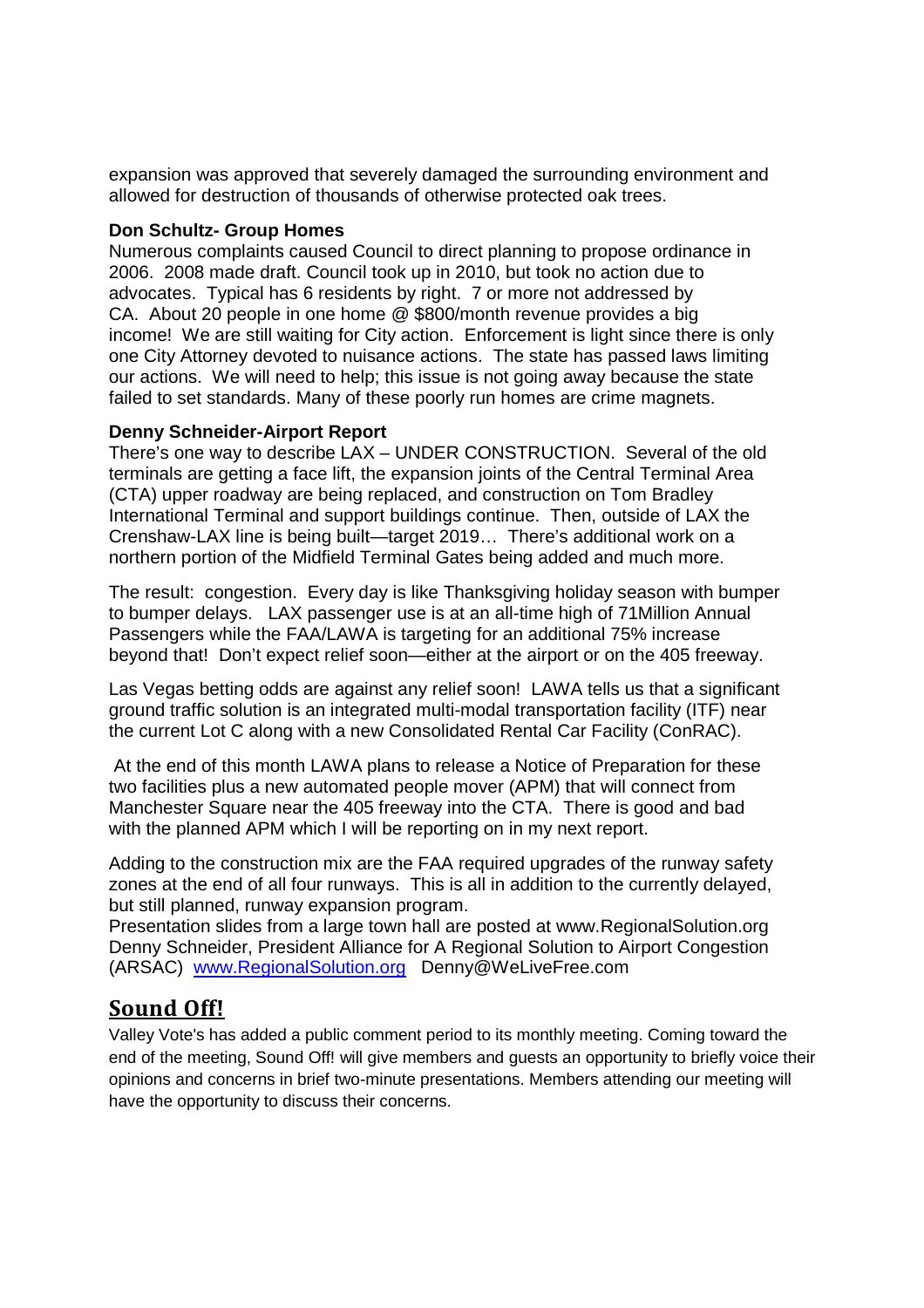expansion was approved that severely damaged the surrounding environment and allowed for destruction of thousands of otherwise protected oak trees.

**Don Schultz- Group Homes**

Numerous complaints caused Council to direct planning to propose ordinance in 2006. 2008 made draft. Council took up in 2010, but took no action due to advocates. Typical has 6 residents by right. 7 or more not addressed by CA. About 20 people in one home @ $800/month revenue provides a big income! We are still waiting for City action. Enforcement is light since there is only one City Attorney devoted to nuisance actions. The state has passed laws limiting our actions. We will need to help; this issue is not going away because the state failed to set standards. Many of these poorly run homes are crime magnets.

**Denny Schneider-Airport Report**

There's one way to describe LAX – UNDER CONSTRUCTION. Several of the old terminals are getting a face lift, the expansion joints of the Central Terminal Area (CTA) upper roadway are being replaced, and construction on Tom Bradley International Terminal and support buildings continue. Then, outside of LAX the Crenshaw-LAX line is being built—target 2019… There's additional work on a northern portion of the Midfield Terminal Gates being added and much more.

The result: congestion. Every day is like Thanksgiving holiday season with bumper to bumper delays. LAX passenger use is at an all-time high of 71Million Annual Passengers while the FAA/LAWA is targeting for an additional 75% increase beyond that! Don't expect relief soon—either at the airport or on the 405 freeway.

Las Vegas betting odds are against any relief soon! LAWA tells us that a significant ground traffic solution is an integrated multi-modal transportation facility (ITF) near the current Lot C along with a new Consolidated Rental Car Facility (ConRAC).

At the end of this month LAWA plans to release a Notice of Preparation for these two facilities plus a new automated people mover (APM) that will connect from Manchester Square near the 405 freeway into the CTA. There is good and bad with the planned APM which I will be reporting on in my next report.

Adding to the construction mix are the FAA required upgrades of the runway safety zones at the end of all four runways. This is all in addition to the currently delayed, but still planned, runway expansion program.
Presentation slides from a large town hall are posted at www.RegionalSolution.org
Denny Schneider, President Alliance for A Regional Solution to Airport Congestion (ARSAC) www.RegionalSolution.org Denny@WeLiveFree.com

## Sound Off!

Valley Vote's has added a public comment period to its monthly meeting. Coming toward the end of the meeting, Sound Off! will give members and guests an opportunity to briefly voice their opinions and concerns in brief two-minute presentations. Members attending our meeting will have the opportunity to discuss their concerns.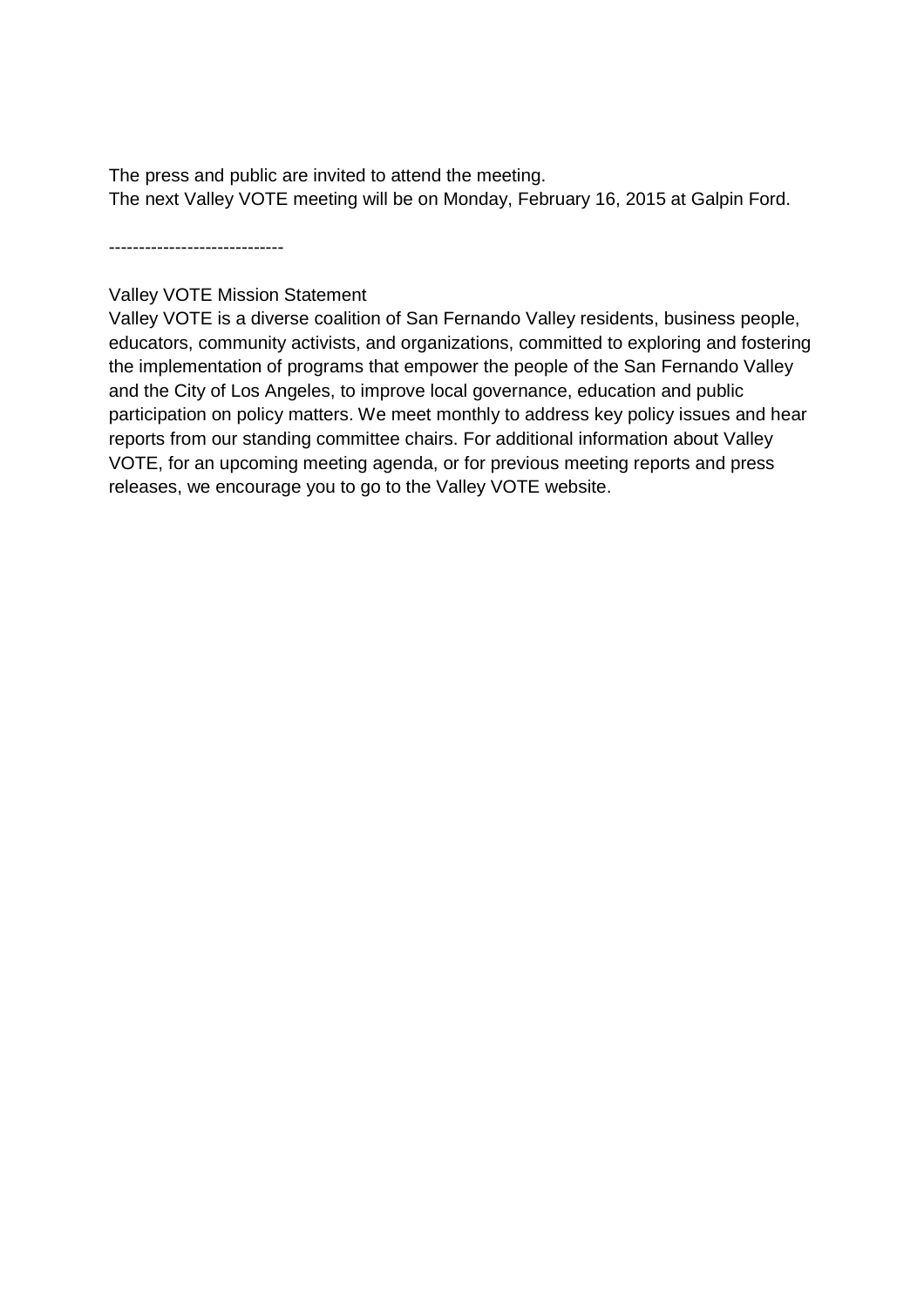The press and public are invited to attend the meeting.
The next Valley VOTE meeting will be on Monday, February 16, 2015 at Galpin Ford.

-----------------------------

Valley VOTE Mission Statement
Valley VOTE is a diverse coalition of San Fernando Valley residents, business people, educators, community activists, and organizations, committed to exploring and fostering the implementation of programs that empower the people of the San Fernando Valley and the City of Los Angeles, to improve local governance, education and public participation on policy matters. We meet monthly to address key policy issues and hear reports from our standing committee chairs. For additional information about Valley VOTE, for an upcoming meeting agenda, or for previous meeting reports and press releases, we encourage you to go to the Valley VOTE website.